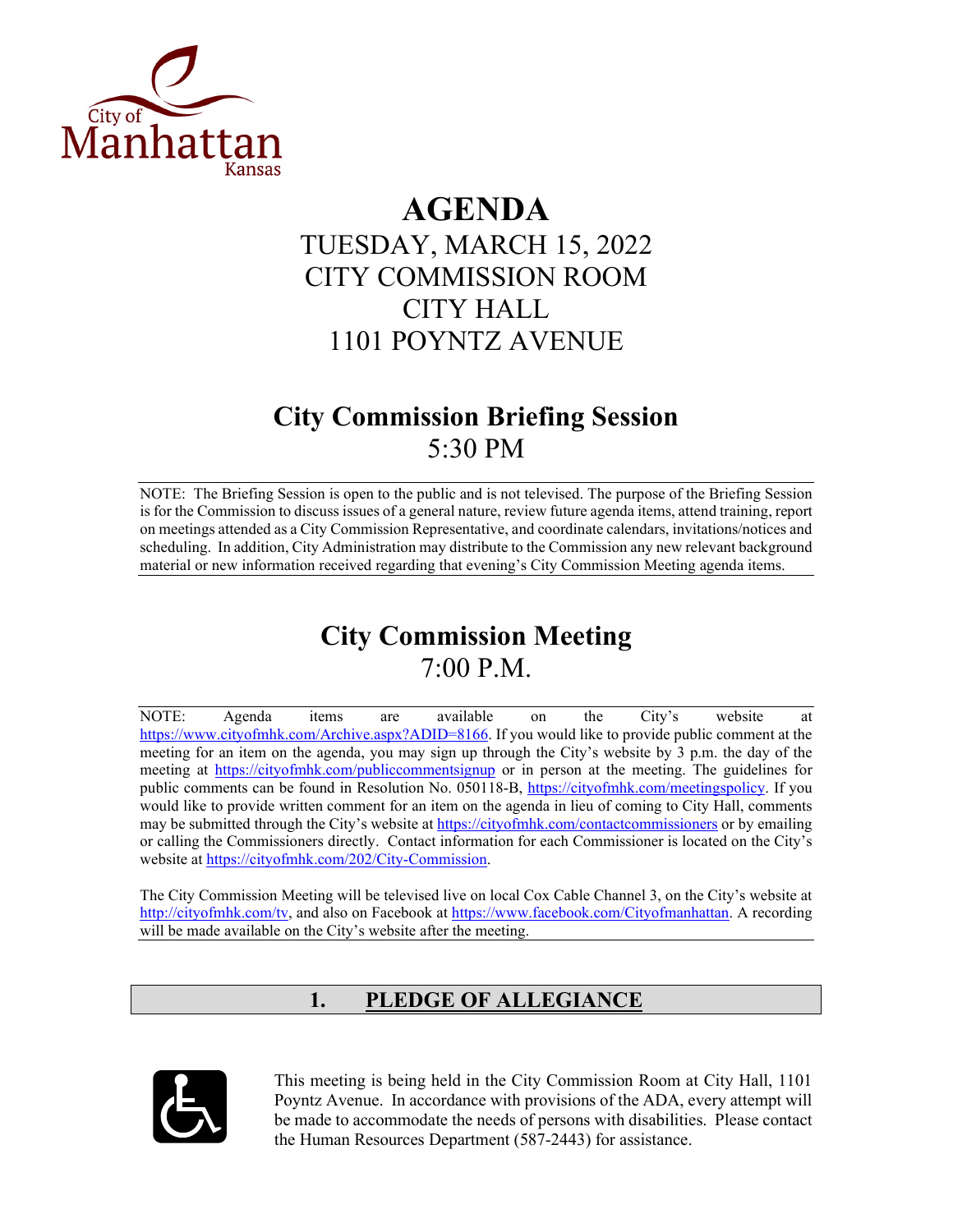City of Manhattan Kansas

# AGENDA

TUESDAY, MARCH 15, 2022
CITY COMMISSION ROOM
CITY HALL
1101 POYNTZ AVENUE

## City Commission Briefing Session

5:30 PM

NOTE: The Briefing Session is open to the public and is not televised. The purpose of the Briefing Session is for the Commission to discuss issues of a general nature, review future agenda items, attend training, report on meetings attended as a City Commission Representative, and coordinate calendars, invitations/notices and scheduling. In addition, City Administration may distribute to the Commission any new relevant background material or new information received regarding that evening's City Commission Meeting agenda items.

## City Commission Meeting

7:00 P.M.

NOTE: Agenda items are available on the City's website at https://www.cityofmhk.com/Archive.aspx?ADID=8166. If you would like to provide public comment at the meeting for an item on the agenda, you may sign up through the City's website by 3 p.m. the day of the meeting at https://cityofmhk.com/publiccommentsignup or in person at the meeting. The guidelines for public comments can be found in Resolution No. 050118-B, https://cityofmhk.com/meetingspolicy. If you would like to provide written comment for an item on the agenda in lieu of coming to City Hall, comments may be submitted through the City's website at https://cityofmhk.com/contactcommissioners or by emailing or calling the Commissioners directly. Contact information for each Commissioner is located on the City's website at https://cityofmhk.com/202/City-Commission.

The City Commission Meeting will be televised live on local Cox Cable Channel 3, on the City's website at http://cityofmhk.com/tv, and also on Facebook at https://www.facebook.com/Cityofmanhattan. A recording will be made available on the City's website after the meeting.

## 1. PLEDGE OF ALLEGIANCE

This meeting is being held in the City Commission Room at City Hall, 1101 Poyntz Avenue. In accordance with provisions of the ADA, every attempt will be made to accommodate the needs of persons with disabilities. Please contact the Human Resources Department (587-2443) for assistance.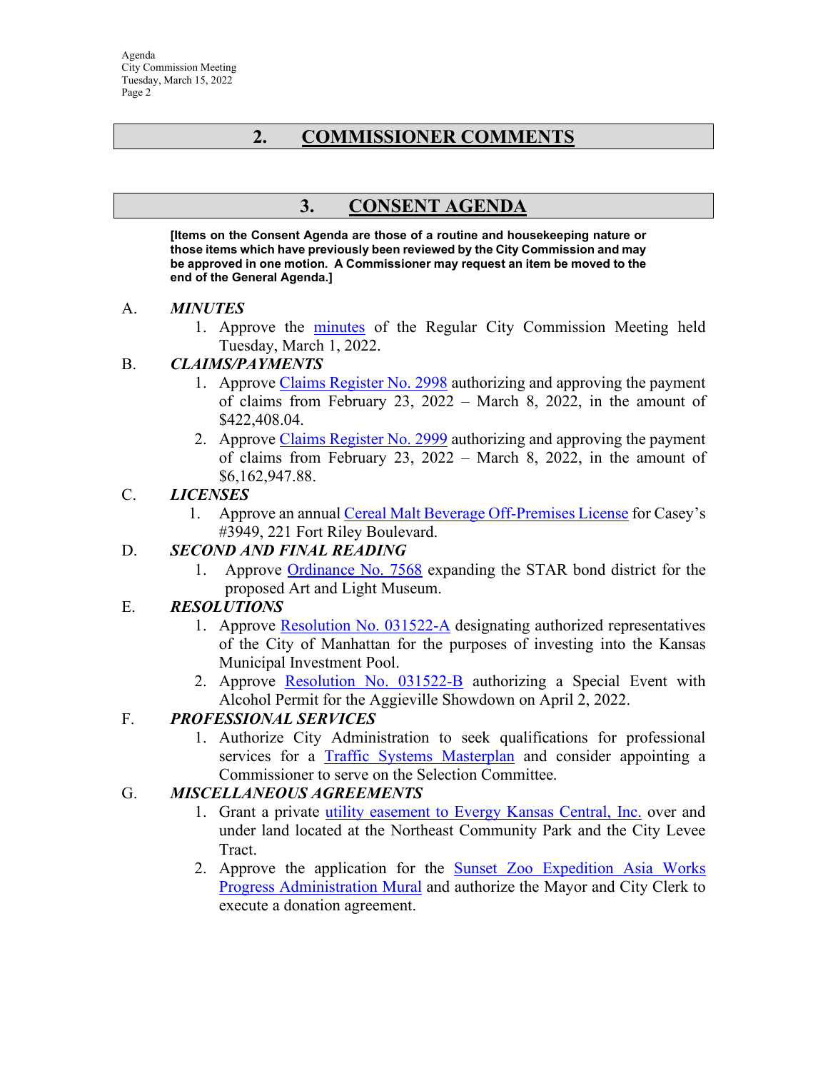## 2. COMMISSIONER COMMENTS

## 3. CONSENT AGENDA

**[Items on the Consent Agenda are those of a routine and housekeeping nature or those items which have previously been reviewed by the City Commission and may be approved in one motion. A Commissioner may request an item be moved to the end of the General Agenda.]**

A. ***MINUTES***

1. Approve the minutes of the Regular City Commission Meeting held Tuesday, March 1, 2022.

B. ***CLAIMS/PAYMENTS***

1. Approve Claims Register No. 2998 authorizing and approving the payment of claims from February 23, 2022 – March 8, 2022, in the amount of $422,408.04.
2. Approve Claims Register No. 2999 authorizing and approving the payment of claims from February 23, 2022 – March 8, 2022, in the amount of $6,162,947.88.

C. ***LICENSES***

1. Approve an annual Cereal Malt Beverage Off-Premises License for Casey's #3949, 221 Fort Riley Boulevard.

D. ***SECOND AND FINAL READING***

1. Approve Ordinance No. 7568 expanding the STAR bond district for the proposed Art and Light Museum.

E. ***RESOLUTIONS***

1. Approve Resolution No. 031522-A designating authorized representatives of the City of Manhattan for the purposes of investing into the Kansas Municipal Investment Pool.
2. Approve Resolution No. 031522-B authorizing a Special Event with Alcohol Permit for the Aggieville Showdown on April 2, 2022.

F. ***PROFESSIONAL SERVICES***

1. Authorize City Administration to seek qualifications for professional services for a Traffic Systems Masterplan and consider appointing a Commissioner to serve on the Selection Committee.

G. ***MISCELLANEOUS AGREEMENTS***

1. Grant a private utility easement to Evergy Kansas Central, Inc. over and under land located at the Northeast Community Park and the City Levee Tract.
2. Approve the application for the Sunset Zoo Expedition Asia Works Progress Administration Mural and authorize the Mayor and City Clerk to execute a donation agreement.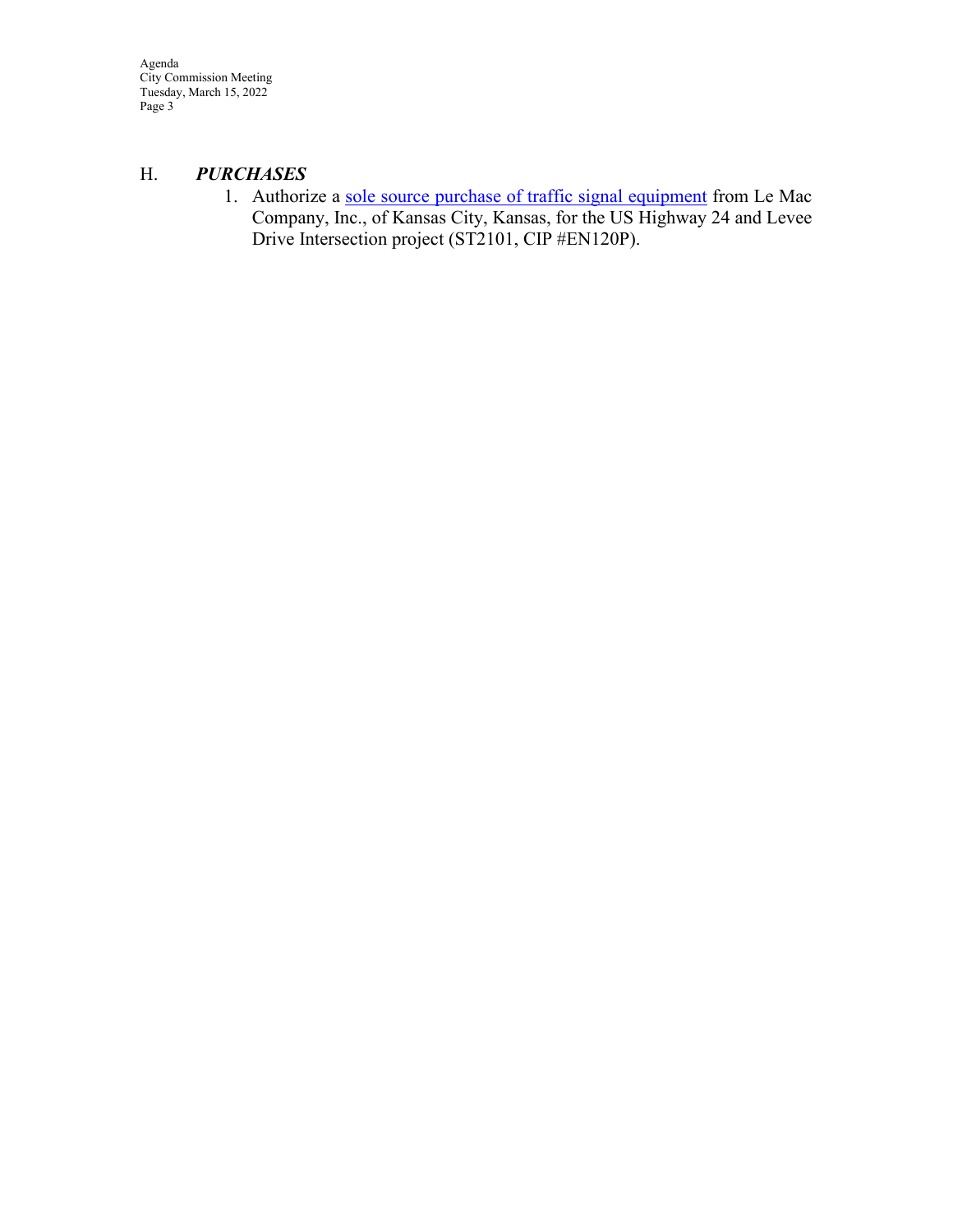## H. ***PURCHASES***

1. Authorize a sole source purchase of traffic signal equipment from Le Mac Company, Inc., of Kansas City, Kansas, for the US Highway 24 and Levee Drive Intersection project (ST2101, CIP #EN120P).